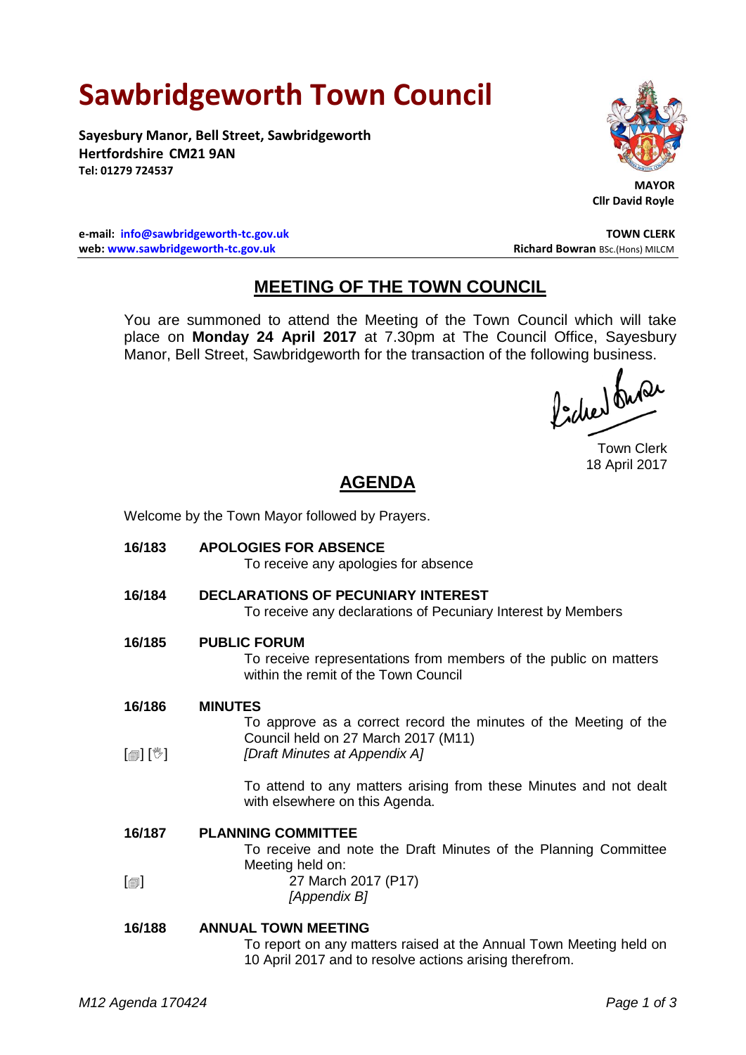# Sawbridgeworth Town Council

**Sayesbury Manor, Bell Street, Sawbridgeworth**
**Hertfordshire CM21 9AN**
**Tel: 01279 724537**

**MAYOR**
**Cllr David Royle**

**e-mail: info@sawbridgeworth-tc.gov.uk**
**web: www.sawbridgeworth-tc.gov.uk**

**TOWN CLERK**
**Richard Bowran** BSc.(Hons) MILCM

## MEETING OF THE TOWN COUNCIL

You are summoned to attend the Meeting of the Town Council which will take place on **Monday 24 April 2017** at 7.30pm at The Council Office, Sayesbury Manor, Bell Street, Sawbridgeworth for the transaction of the following business.

Town Clerk
18 April 2017

## AGENDA

Welcome by the Town Mayor followed by Prayers.

**16/183 APOLOGIES FOR ABSENCE**
To receive any apologies for absence

**16/184 DECLARATIONS OF PECUNIARY INTEREST**
To receive any declarations of Pecuniary Interest by Members

**16/185 PUBLIC FORUM**
To receive representations from members of the public on matters within the remit of the Town Council

**16/186 MINUTES**
To approve as a correct record the minutes of the Meeting of the Council held on 27 March 2017 (M11)
[🗐] [✋] *[Draft Minutes at Appendix A]*

To attend to any matters arising from these Minutes and not dealt with elsewhere on this Agenda.

**16/187 PLANNING COMMITTEE**
To receive and note the Draft Minutes of the Planning Committee Meeting held on:
[🗐] 27 March 2017 (P17)
*[Appendix B]*

**16/188 ANNUAL TOWN MEETING**
To report on any matters raised at the Annual Town Meeting held on 10 April 2017 and to resolve actions arising therefrom.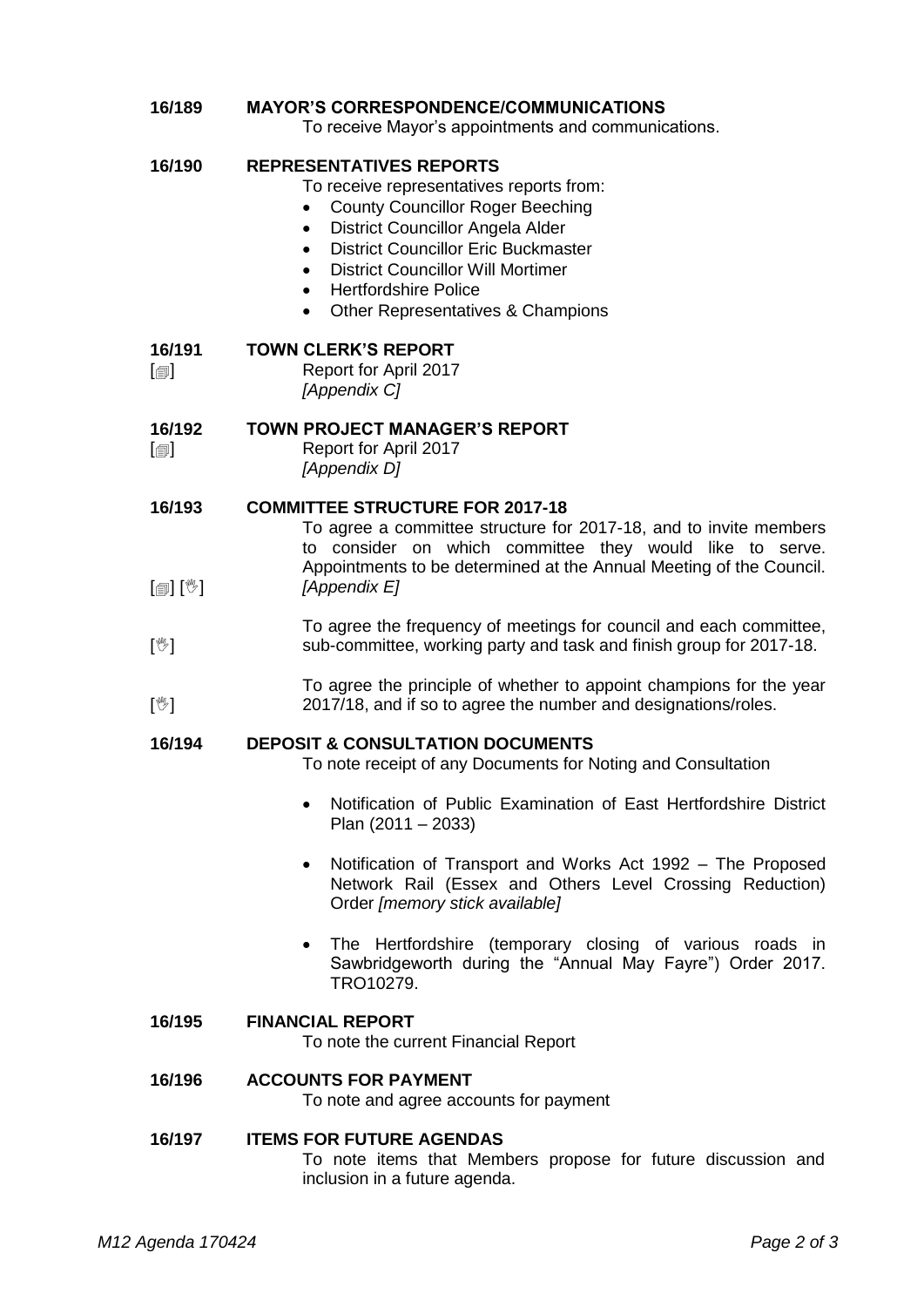**16/189 MAYOR'S CORRESPONDENCE/COMMUNICATIONS**

To receive Mayor's appointments and communications.

**16/190 REPRESENTATIVES REPORTS**

To receive representatives reports from:

- County Councillor Roger Beeching
- District Councillor Angela Alder
- District Councillor Eric Buckmaster
- District Councillor Will Mortimer
- Hertfordshire Police
- Other Representatives & Champions

**16/191 TOWN CLERK'S REPORT**

[🗐] Report for April 2017
*[Appendix C]*

**16/192 TOWN PROJECT MANAGER'S REPORT**

[🗐] Report for April 2017
*[Appendix D]*

**16/193 COMMITTEE STRUCTURE FOR 2017-18**

To agree a committee structure for 2017-18, and to invite members to consider on which committee they would like to serve. Appointments to be determined at the Annual Meeting of the Council.
[🗐] [✋] *[Appendix E]*

[✋] To agree the frequency of meetings for council and each committee, sub-committee, working party and task and finish group for 2017-18.

[✋] To agree the principle of whether to appoint champions for the year 2017/18, and if so to agree the number and designations/roles.

**16/194 DEPOSIT & CONSULTATION DOCUMENTS**

To note receipt of any Documents for Noting and Consultation

- Notification of Public Examination of East Hertfordshire District Plan (2011 – 2033)
- Notification of Transport and Works Act 1992 – The Proposed Network Rail (Essex and Others Level Crossing Reduction) Order *[memory stick available]*
- The Hertfordshire (temporary closing of various roads in Sawbridgeworth during the "Annual May Fayre") Order 2017. TRO10279.

**16/195 FINANCIAL REPORT**

To note the current Financial Report

**16/196 ACCOUNTS FOR PAYMENT**

To note and agree accounts for payment

**16/197 ITEMS FOR FUTURE AGENDAS**

To note items that Members propose for future discussion and inclusion in a future agenda.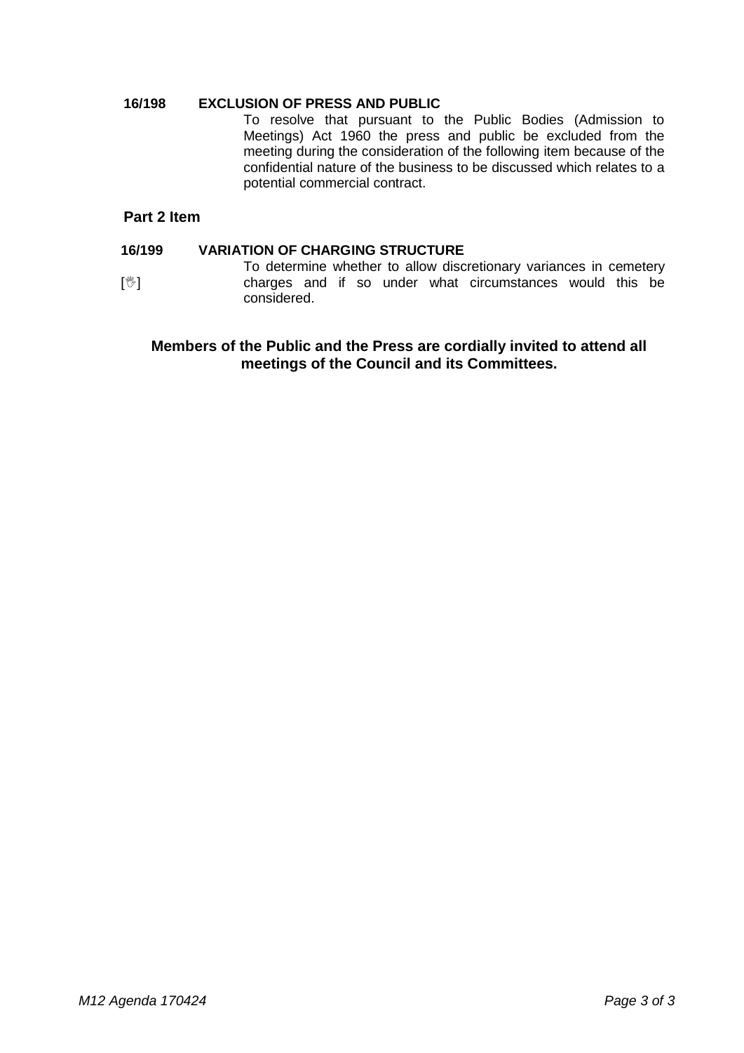**16/198 EXCLUSION OF PRESS AND PUBLIC**

To resolve that pursuant to the Public Bodies (Admission to Meetings) Act 1960 the press and public be excluded from the meeting during the consideration of the following item because of the confidential nature of the business to be discussed which relates to a potential commercial contract.

**Part 2 Item**

**16/199 VARIATION OF CHARGING STRUCTURE**

[✋] To determine whether to allow discretionary variances in cemetery charges and if so under what circumstances would this be considered.

**Members of the Public and the Press are cordially invited to attend all meetings of the Council and its Committees.**